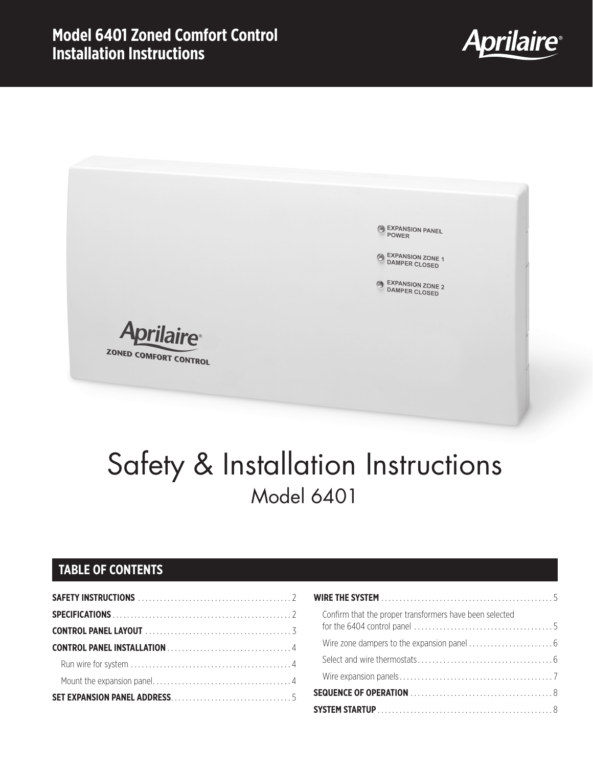# Model 6401 Zoned Comfort Control Installation Instructions

Aprilaire®

# Safety & Installation Instructions

## Model 6401

## TABLE OF CONTENTS

**SAFETY INSTRUCTIONS** . . . . . . . . . . . . . . . . . . . . . . . . . . . . . . . . . . . . . . . . . 2

**SPECIFICATIONS** . . . . . . . . . . . . . . . . . . . . . . . . . . . . . . . . . . . . . . . . . . . . . . . 2

**CONTROL PANEL LAYOUT** . . . . . . . . . . . . . . . . . . . . . . . . . . . . . . . . . . . . . . . 3

**CONTROL PANEL INSTALLATION** . . . . . . . . . . . . . . . . . . . . . . . . . . . . . . . . . 4

- Run wire for system . . . . . . . . . . . . . . . . . . . . . . . . . . . . . . . . . . . . . . . . . . . . 4
- Mount the expansion panel . . . . . . . . . . . . . . . . . . . . . . . . . . . . . . . . . . . . . . 4

**SET EXPANSION PANEL ADDRESS** . . . . . . . . . . . . . . . . . . . . . . . . . . . . . . . . 5

**WIRE THE SYSTEM** . . . . . . . . . . . . . . . . . . . . . . . . . . . . . . . . . . . . . . . . . . . . . . 5

- Confirm that the proper transformers have been selected for the 6404 control panel . . . . . . . . . . . . . . . . . . . . . . . . . . . . . . . . . . . . . 5
- Wire zone dampers to the expansion panel . . . . . . . . . . . . . . . . . . . . . . . 6
- Select and wire thermostats . . . . . . . . . . . . . . . . . . . . . . . . . . . . . . . . . . . . . 6
- Wire expansion panels . . . . . . . . . . . . . . . . . . . . . . . . . . . . . . . . . . . . . . . . . . 7

**SEQUENCE OF OPERATION** . . . . . . . . . . . . . . . . . . . . . . . . . . . . . . . . . . . . . . 8

**SYSTEM STARTUP** . . . . . . . . . . . . . . . . . . . . . . . . . . . . . . . . . . . . . . . . . . . . . . . 8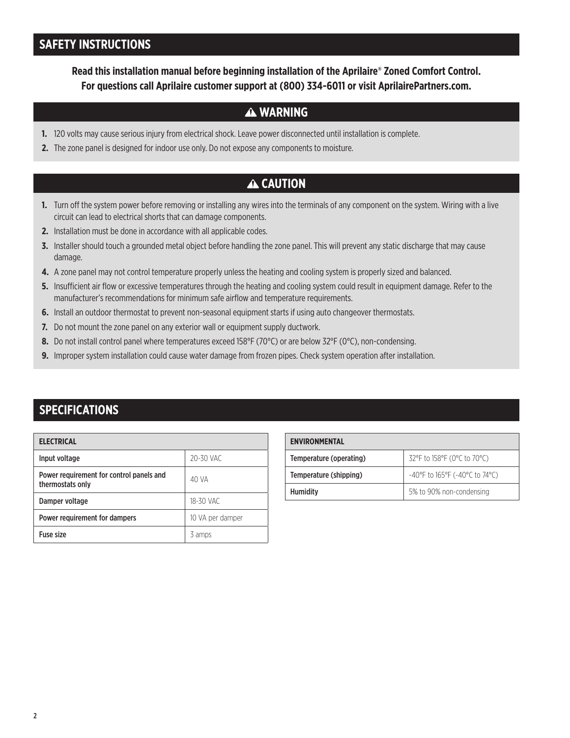## SAFETY INSTRUCTIONS

**Read this installation manual before beginning installation of the Aprilaire® Zoned Comfort Control. For questions call Aprilaire customer support at (800) 334-6011 or visit AprilairePartners.com.**

### ⚠ WARNING

1. 120 volts may cause serious injury from electrical shock. Leave power disconnected until installation is complete.
2. The zone panel is designed for indoor use only. Do not expose any components to moisture.

### ⚠ CAUTION

1. Turn off the system power before removing or installing any wires into the terminals of any component on the system. Wiring with a live circuit can lead to electrical shorts that can damage components.
2. Installation must be done in accordance with all applicable codes.
3. Installer should touch a grounded metal object before handling the zone panel. This will prevent any static discharge that may cause damage.
4. A zone panel may not control temperature properly unless the heating and cooling system is properly sized and balanced.
5. Insufficient air flow or excessive temperatures through the heating and cooling system could result in equipment damage. Refer to the manufacturer's recommendations for minimum safe airflow and temperature requirements.
6. Install an outdoor thermostat to prevent non-seasonal equipment starts if using auto changeover thermostats.
7. Do not mount the zone panel on any exterior wall or equipment supply ductwork.
8. Do not install control panel where temperatures exceed 158°F (70°C) or are below 32°F (0°C), non-condensing.
9. Improper system installation could cause water damage from frozen pipes. Check system operation after installation.

## SPECIFICATIONS

| ELECTRICAL | |
|---|---|
| Input voltage | 20-30 VAC |
| Power requirement for control panels and thermostats only | 40 VA |
| Damper voltage | 18-30 VAC |
| Power requirement for dampers | 10 VA per damper |
| Fuse size | 3 amps |

| ENVIRONMENTAL | |
|---|---|
| Temperature (operating) | 32°F to 158°F (0°C to 70°C) |
| Temperature (shipping) | -40°F to 165°F (-40°C to 74°C) |
| Humidity | 5% to 90% non-condensing |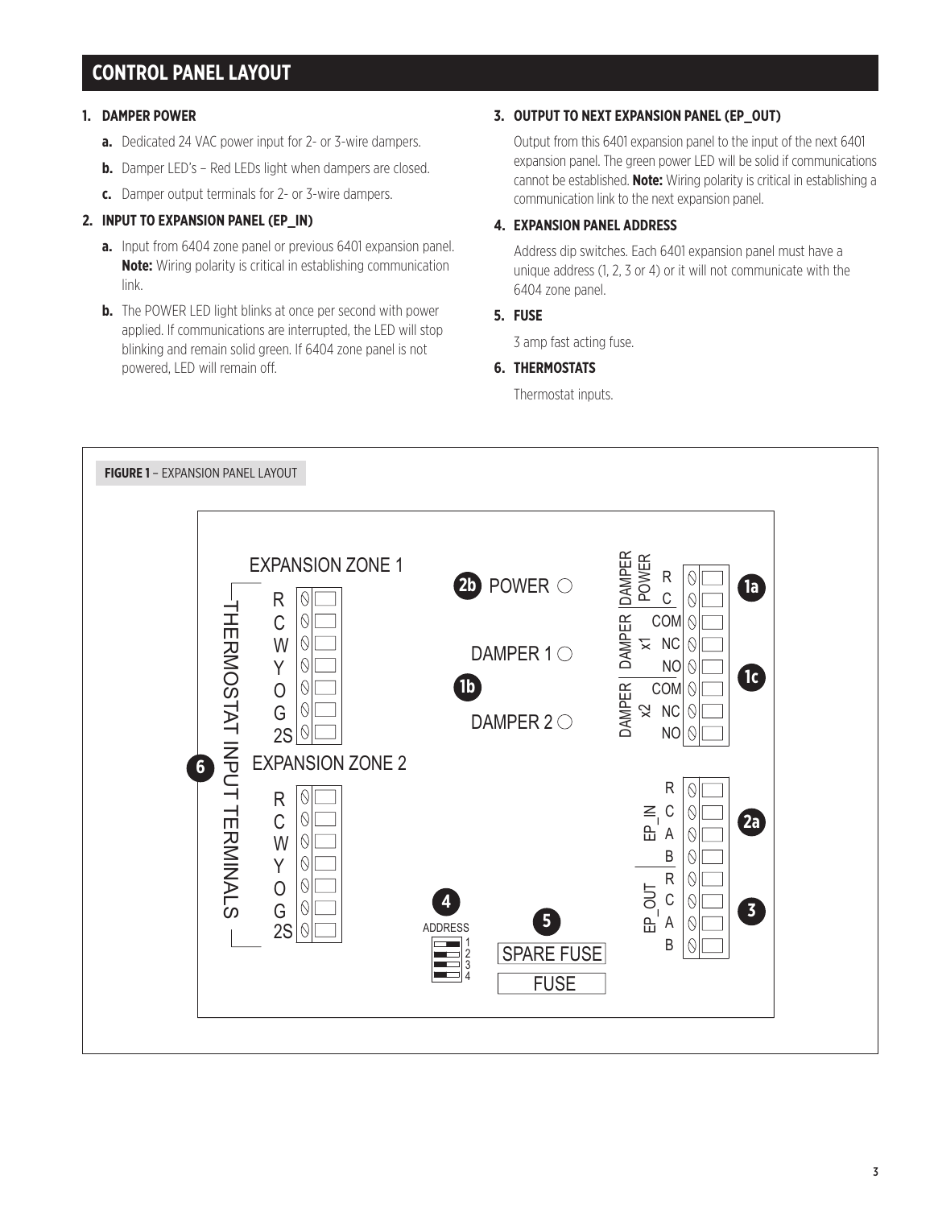# CONTROL PANEL LAYOUT

1. **DAMPER POWER**
   - **a.** Dedicated 24 VAC power input for 2- or 3-wire dampers.
   - **b.** Damper LED's – Red LEDs light when dampers are closed.
   - **c.** Damper output terminals for 2- or 3-wire dampers.

2. **INPUT TO EXPANSION PANEL (EP_IN)**
   - **a.** Input from 6404 zone panel or previous 6401 expansion panel. **Note:** Wiring polarity is critical in establishing communication link.
   - **b.** The POWER LED light blinks at once per second with power applied. If communications are interrupted, the LED will stop blinking and remain solid green. If 6404 zone panel is not powered, LED will remain off.

3. **OUTPUT TO NEXT EXPANSION PANEL (EP_OUT)**

   Output from this 6401 expansion panel to the input of the next 6401 expansion panel. The green power LED will be solid if communications cannot be established. **Note:** Wiring polarity is critical in establishing a communication link to the next expansion panel.

4. **EXPANSION PANEL ADDRESS**

   Address dip switches. Each 6401 expansion panel must have a unique address (1, 2, 3 or 4) or it will not communicate with the 6404 zone panel.

5. **FUSE**

   3 amp fast acting fuse.

6. **THERMOSTATS**

   Thermostat inputs.

**FIGURE 1** – EXPANSION PANEL LAYOUT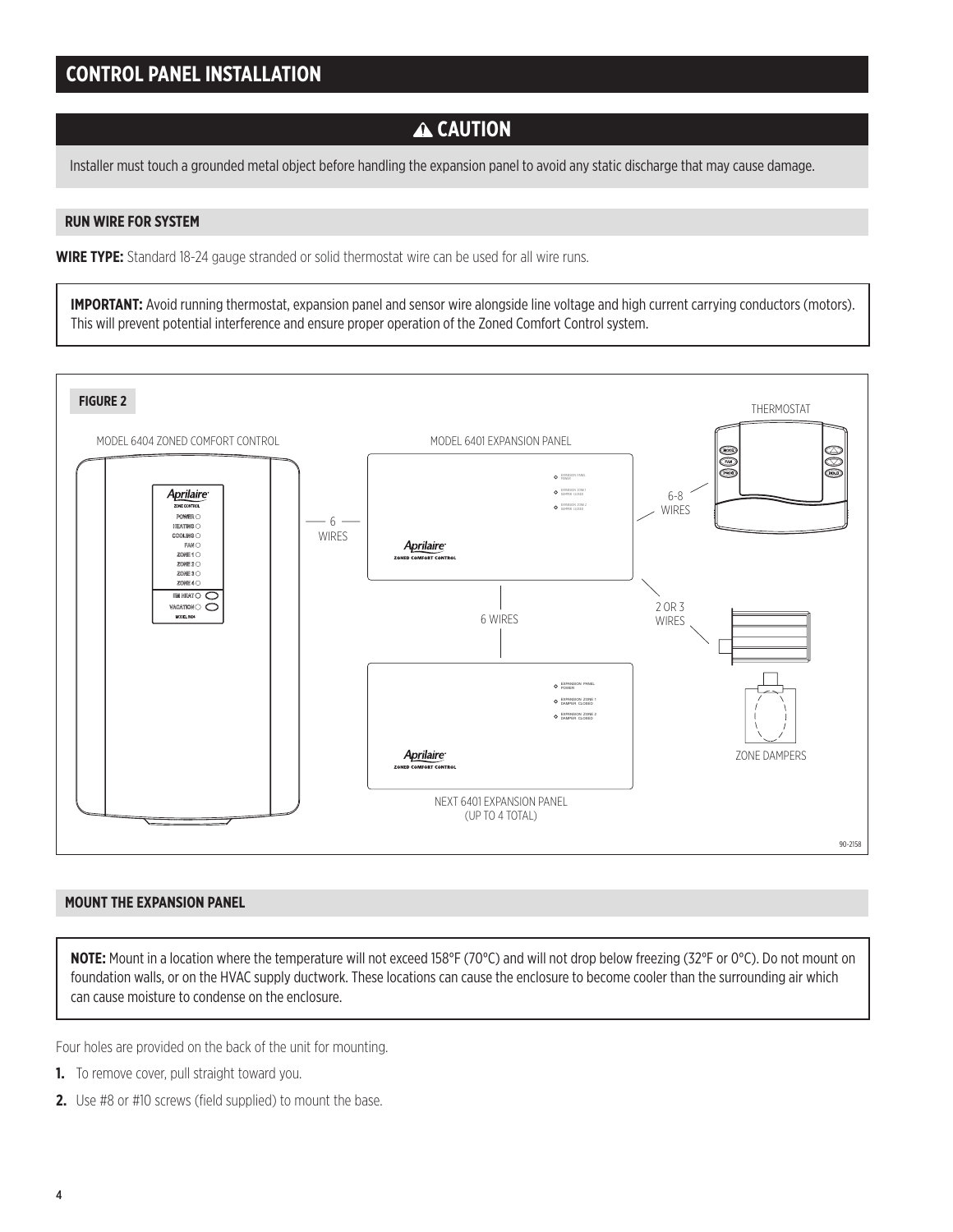# CONTROL PANEL INSTALLATION

## ⚠ CAUTION

Installer must touch a grounded metal object before handling the expansion panel to avoid any static discharge that may cause damage.

### RUN WIRE FOR SYSTEM

**WIRE TYPE:** Standard 18-24 gauge stranded or solid thermostat wire can be used for all wire runs.

**IMPORTANT:** Avoid running thermostat, expansion panel and sensor wire alongside line voltage and high current carrying conductors (motors). This will prevent potential interference and ensure proper operation of the Zoned Comfort Control system.

**FIGURE 2**

MODEL 6404 ZONED COMFORT CONTROL

MODEL 6401 EXPANSION PANEL

THERMOSTAT

6 WIRES

6-8 WIRES

6 WIRES

2 OR 3 WIRES

ZONE DAMPERS

NEXT 6401 EXPANSION PANEL (UP TO 4 TOTAL)

90-2158

### MOUNT THE EXPANSION PANEL

**NOTE:** Mount in a location where the temperature will not exceed 158°F (70°C) and will not drop below freezing (32°F or 0°C). Do not mount on foundation walls, or on the HVAC supply ductwork. These locations can cause the enclosure to become cooler than the surrounding air which can cause moisture to condense on the enclosure.

Four holes are provided on the back of the unit for mounting.

1. To remove cover, pull straight toward you.
2. Use #8 or #10 screws (field supplied) to mount the base.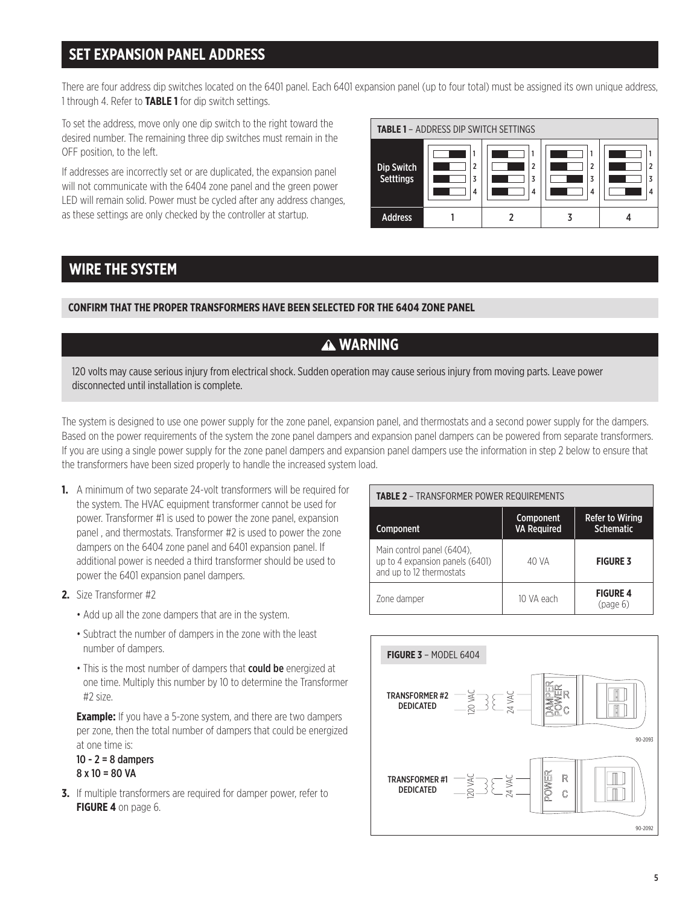## SET EXPANSION PANEL ADDRESS

There are four address dip switches located on the 6401 panel. Each 6401 expansion panel (up to four total) must be assigned its own unique address, 1 through 4. Refer to **TABLE 1** for dip switch settings.

To set the address, move only one dip switch to the right toward the desired number. The remaining three dip switches must remain in the OFF position, to the left.

If addresses are incorrectly set or are duplicated, the expansion panel will not communicate with the 6404 zone panel and the green power LED will remain solid. Power must be cycled after any address changes, as these settings are only checked by the controller at startup.

**TABLE 1** – ADDRESS DIP SWITCH SETTINGS

| Dip Switch Setttings | Switch 1 right; 2, 3, 4 left | Switch 2 right; 1, 3, 4 left | Switch 3 right; 1, 2, 4 left | Switch 4 right; 1, 2, 3 left |
|---|---|---|---|---|
| Address | 1 | 2 | 3 | 4 |

## WIRE THE SYSTEM

### CONFIRM THAT THE PROPER TRANSFORMERS HAVE BEEN SELECTED FOR THE 6404 ZONE PANEL

### ⚠ WARNING

120 volts may cause serious injury from electrical shock. Sudden operation may cause serious injury from moving parts. Leave power disconnected until installation is complete.

The system is designed to use one power supply for the zone panel, expansion panel, and thermostats and a second power supply for the dampers. Based on the power requirements of the system the zone panel dampers and expansion panel dampers can be powered from separate transformers. If you are using a single power supply for the zone panel dampers and expansion panel dampers use the information in step 2 below to ensure that the transformers have been sized properly to handle the increased system load.

1. A minimum of two separate 24-volt transformers will be required for the system. The HVAC equipment transformer cannot be used for power. Transformer #1 is used to power the zone panel, expansion panel , and thermostats. Transformer #2 is used to power the zone dampers on the 6404 zone panel and 6401 expansion panel. If additional power is needed a third transformer should be used to power the 6401 expansion panel dampers.
2. Size Transformer #2
   - Add up all the zone dampers that are in the system.
   - Subtract the number of dampers in the zone with the least number of dampers.
   - This is the most number of dampers that **could be** energized at one time. Multiply this number by 10 to determine the Transformer #2 size.

   **Example:** If you have a 5-zone system, and there are two dampers per zone, then the total number of dampers that could be energized at one time is:

   **10 - 2 = 8 dampers**
   **8 x 10 = 80 VA**
3. If multiple transformers are required for damper power, refer to **FIGURE 4** on page 6.

**TABLE 2** – TRANSFORMER POWER REQUIREMENTS

| Component | Component VA Required | Refer to Wiring Schematic |
|---|---|---|
| Main control panel (6404), up to 4 expansion panels (6401) and up to 12 thermostats | 40 VA | **FIGURE 3** |
| Zone damper | 10 VA each | **FIGURE 4** (page 6) |

**FIGURE 3** – MODEL 6404

TRANSFORMER #2 DEDICATED — 120 VAC — 24 VAC — DAMPER POWER R C

90-2093

TRANSFORMER #1 DEDICATED — 120 VAC — 24 VAC — POWER R C

90-2092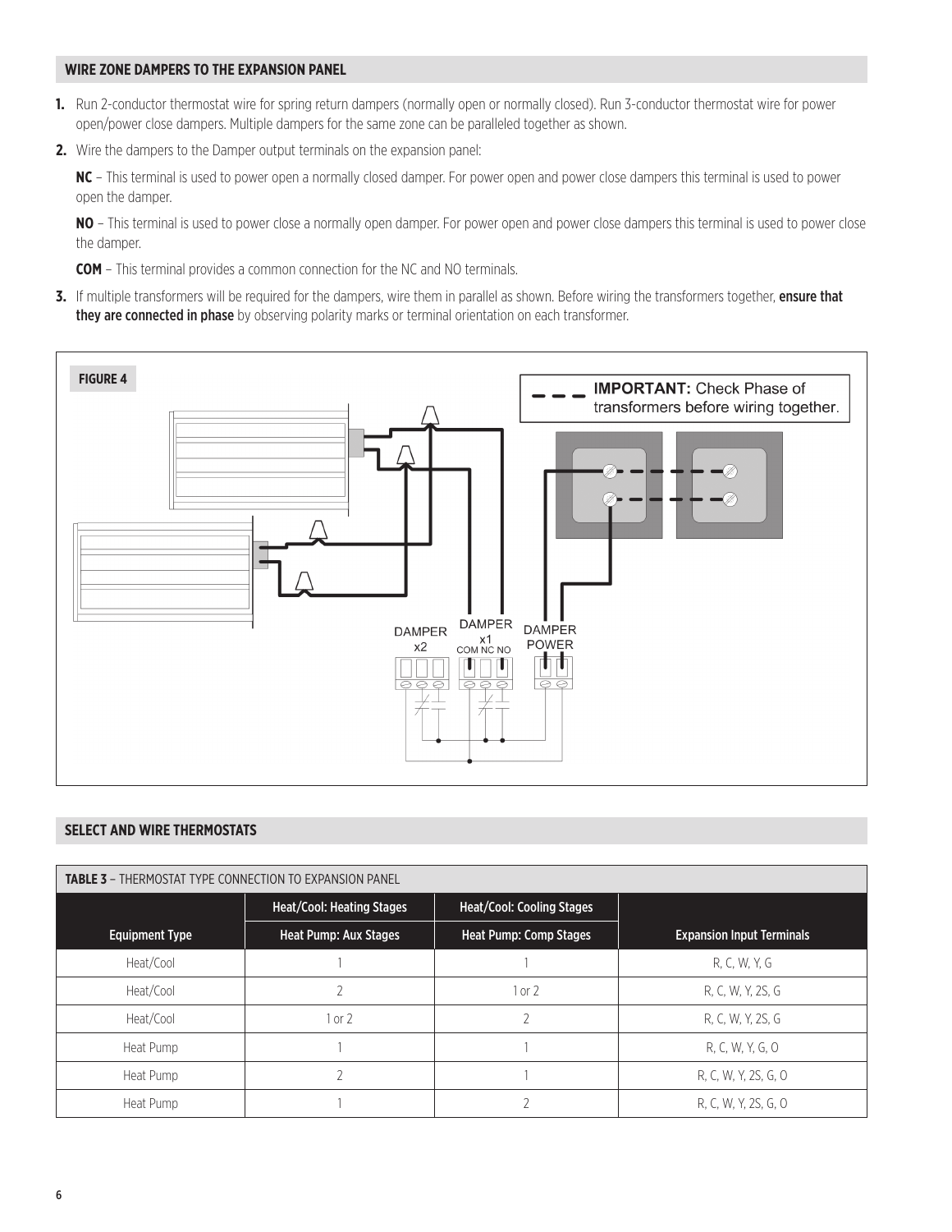## WIRE ZONE DAMPERS TO THE EXPANSION PANEL

1. Run 2-conductor thermostat wire for spring return dampers (normally open or normally closed). Run 3-conductor thermostat wire for power open/power close dampers. Multiple dampers for the same zone can be paralleled together as shown.
2. Wire the dampers to the Damper output terminals on the expansion panel:

   **NC** – This terminal is used to power open a normally closed damper. For power open and power close dampers this terminal is used to power open the damper.

   **NO** – This terminal is used to power close a normally open damper. For power open and power close dampers this terminal is used to power close the damper.

   **COM** – This terminal provides a common connection for the NC and NO terminals.
3. If multiple transformers will be required for the dampers, wire them in parallel as shown. Before wiring the transformers together, **ensure that they are connected in phase** by observing polarity marks or terminal orientation on each transformer.

**FIGURE 4**

IMPORTANT: Check Phase of transformers before wiring together.

DAMPER x2 | DAMPER x1 COM NC NO | DAMPER POWER

## SELECT AND WIRE THERMOSTATS

**TABLE 3** – THERMOSTAT TYPE CONNECTION TO EXPANSION PANEL

| | Heat/Cool: Heating Stages | Heat/Cool: Cooling Stages | |
|---|---|---|---|
| **Equipment Type** | **Heat Pump: Aux Stages** | **Heat Pump: Comp Stages** | **Expansion Input Terminals** |
| Heat/Cool | 1 | 1 | R, C, W, Y, G |
| Heat/Cool | 2 | 1 or 2 | R, C, W, Y, 2S, G |
| Heat/Cool | 1 or 2 | 2 | R, C, W, Y, 2S, G |
| Heat Pump | 1 | 1 | R, C, W, Y, G, O |
| Heat Pump | 2 | 1 | R, C, W, Y, 2S, G, O |
| Heat Pump | 1 | 2 | R, C, W, Y, 2S, G, O |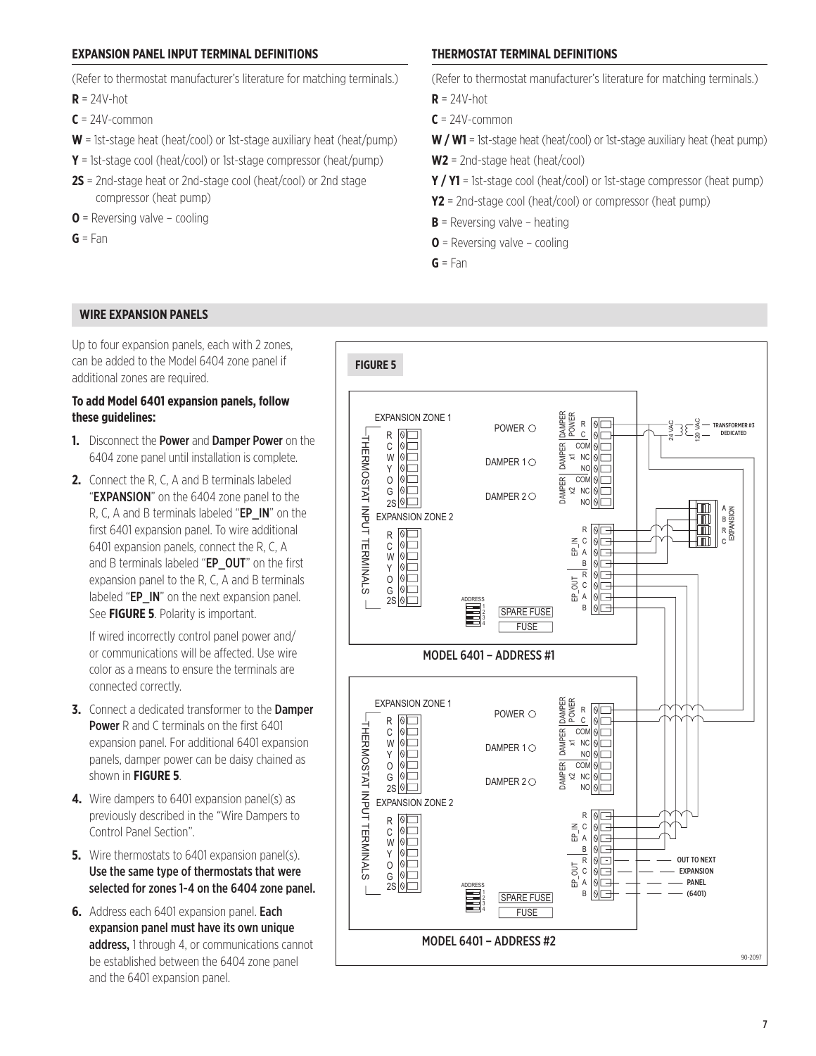## EXPANSION PANEL INPUT TERMINAL DEFINITIONS

(Refer to thermostat manufacturer's literature for matching terminals.)

**R** = 24V-hot

**C** = 24V-common

**W** = 1st-stage heat (heat/cool) or 1st-stage auxiliary heat (heat/pump)

**Y** = 1st-stage cool (heat/cool) or 1st-stage compressor (heat/pump)

**2S** = 2nd-stage heat or 2nd-stage cool (heat/cool) or 2nd stage compressor (heat pump)

**O** = Reversing valve – cooling

**G** = Fan

## THERMOSTAT TERMINAL DEFINITIONS

(Refer to thermostat manufacturer's literature for matching terminals.)

**R** = 24V-hot

**C** = 24V-common

**W / W1** = 1st-stage heat (heat/cool) or 1st-stage auxiliary heat (heat pump)

**W2** = 2nd-stage heat (heat/cool)

**Y / Y1** = 1st-stage cool (heat/cool) or 1st-stage compressor (heat pump)

**Y2** = 2nd-stage cool (heat/cool) or compressor (heat pump)

**B** = Reversing valve – heating

**O** = Reversing valve – cooling

**G** = Fan

## WIRE EXPANSION PANELS

Up to four expansion panels, each with 2 zones, can be added to the Model 6404 zone panel if additional zones are required.

**To add Model 6401 expansion panels, follow these guidelines:**

1. Disconnect the **Power** and **Damper Power** on the 6404 zone panel until installation is complete.
2. Connect the R, C, A and B terminals labeled "**EXPANSION**" on the 6404 zone panel to the R, C, A and B terminals labeled "**EP_IN**" on the first 6401 expansion panel. To wire additional 6401 expansion panels, connect the R, C, A and B terminals labeled "**EP_OUT**" on the first expansion panel to the R, C, A and B terminals labeled "**EP_IN**" on the next expansion panel. See **FIGURE 5**. Polarity is important.

   If wired incorrectly control panel power and/or communications will be affected. Use wire color as a means to ensure the terminals are connected correctly.
3. Connect a dedicated transformer to the **Damper Power** R and C terminals on the first 6401 expansion panel. For additional 6401 expansion panels, damper power can be daisy chained as shown in **FIGURE 5**.
4. Wire dampers to 6401 expansion panel(s) as previously described in the "Wire Dampers to Control Panel Section".
5. Wire thermostats to 6401 expansion panel(s). **Use the same type of thermostats that were selected for zones 1-4 on the 6404 zone panel.**
6. Address each 6401 expansion panel. **Each expansion panel must have its own unique address,** 1 through 4, or communications cannot be established between the 6404 zone panel and the 6401 expansion panel.

**FIGURE 5**

MODEL 6401 – ADDRESS #1

MODEL 6401 – ADDRESS #2

90-2097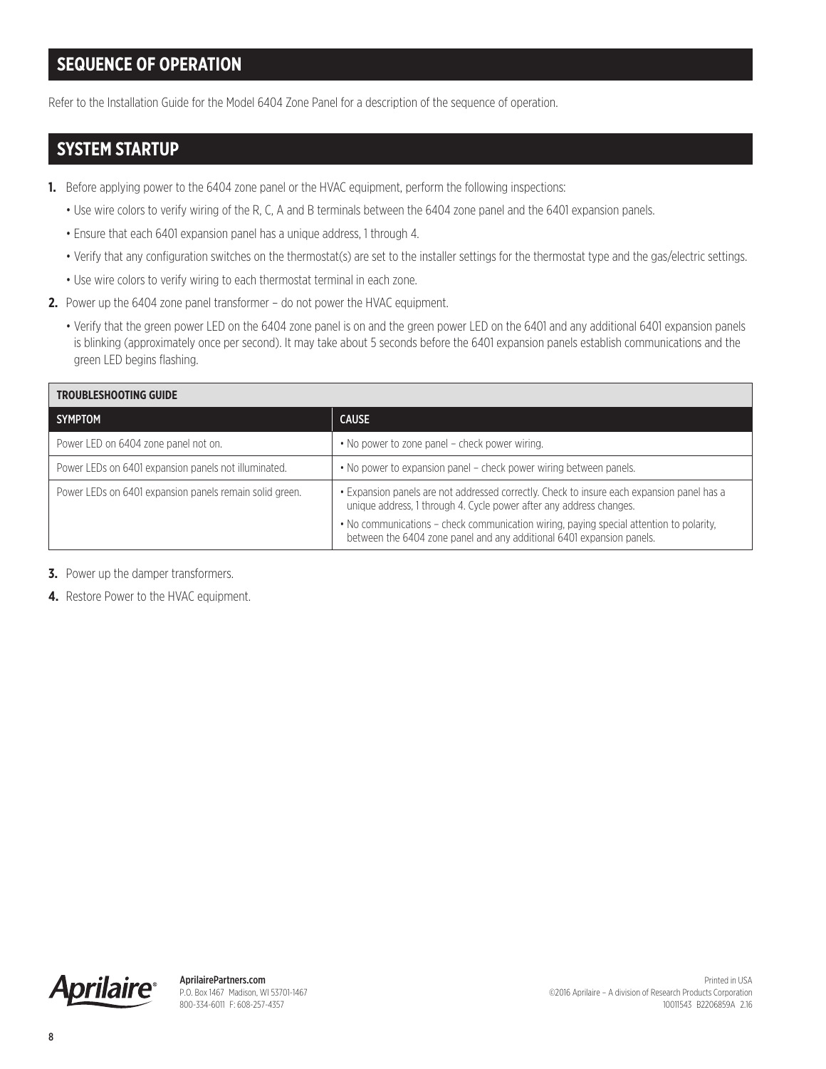## SEQUENCE OF OPERATION

Refer to the Installation Guide for the Model 6404 Zone Panel for a description of the sequence of operation.

## SYSTEM STARTUP

**1.** Before applying power to the 6404 zone panel or the HVAC equipment, perform the following inspections:

- Use wire colors to verify wiring of the R, C, A and B terminals between the 6404 zone panel and the 6401 expansion panels.
- Ensure that each 6401 expansion panel has a unique address, 1 through 4.
- Verify that any configuration switches on the thermostat(s) are set to the installer settings for the thermostat type and the gas/electric settings.
- Use wire colors to verify wiring to each thermostat terminal in each zone.

**2.** Power up the 6404 zone panel transformer – do not power the HVAC equipment.

- Verify that the green power LED on the 6404 zone panel is on and the green power LED on the 6401 and any additional 6401 expansion panels is blinking (approximately once per second). It may take about 5 seconds before the 6401 expansion panels establish communications and the green LED begins flashing.

**TROUBLESHOOTING GUIDE**

| SYMPTOM | CAUSE |
|---|---|
| Power LED on 6404 zone panel not on. | • No power to zone panel – check power wiring. |
| Power LEDs on 6401 expansion panels not illuminated. | • No power to expansion panel – check power wiring between panels. |
| Power LEDs on 6401 expansion panels remain solid green. | • Expansion panels are not addressed correctly. Check to insure each expansion panel has a unique address, 1 through 4. Cycle power after any address changes.<br>• No communications – check communication wiring, paying special attention to polarity, between the 6404 zone panel and any additional 6401 expansion panels. |

**3.** Power up the damper transformers.

**4.** Restore Power to the HVAC equipment.

Aprilaire®

**AprilairePartners.com**
P.O. Box 1467 Madison, WI 53701-1467
800-334-6011 F: 608-257-4357

Printed in USA
©2016 Aprilaire – A division of Research Products Corporation
10011543 B2206859A 2.16